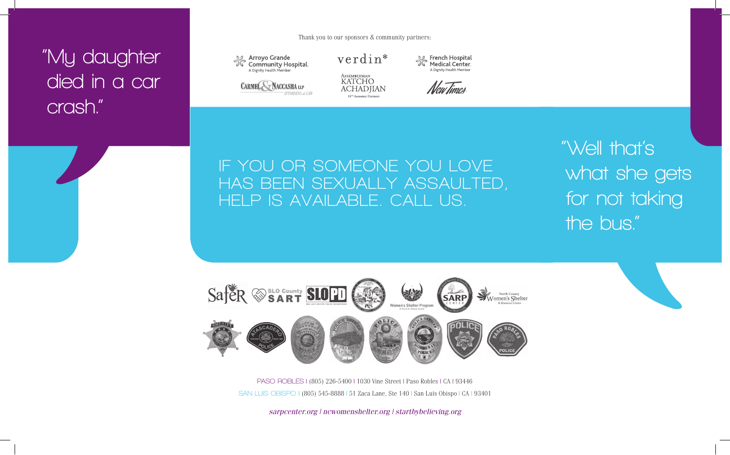"My daughter died in a car crash."

Thank you to our sponsors & community partners:

Arroyo Grande Community Hospital. A Dignity Health Member

verdin*

French Hospital Medical Center. A Dignity Health Member

Carmel & Naccasha LLP Attorneys at Law

Assemblyman Katcho Achadjian 35th Assembly District

New Times

IF YOU OR SOMEONE YOU LOVE HAS BEEN SEXUALLY ASSAULTED, HELP IS AVAILABLE. CALL US.

"Well that's what she gets for not taking the bus."

Safer | SLO County SART | SLOPD San Luis Obispo Police Department | Women's Shelter Program of San Luis Obispo County | SARP Center | North County Women's Shelter & Resource Center

Sheriff | Atascadero Police | City of Grover Beach Police | Pismo Beach Police | Police | Morro Bay Police | Police | Paso Robles Police

PASO ROBLES | (805) 226-5400 | 1030 Vine Street | Paso Robles | CA | 93446

SAN LUIS OBISPO | (805) 545-8888 | 51 Zaca Lane, Ste 140 | San Luis Obispo | CA | 93401

*sarpcenter.org | ncwomenshelter.org | startbybelieving.org*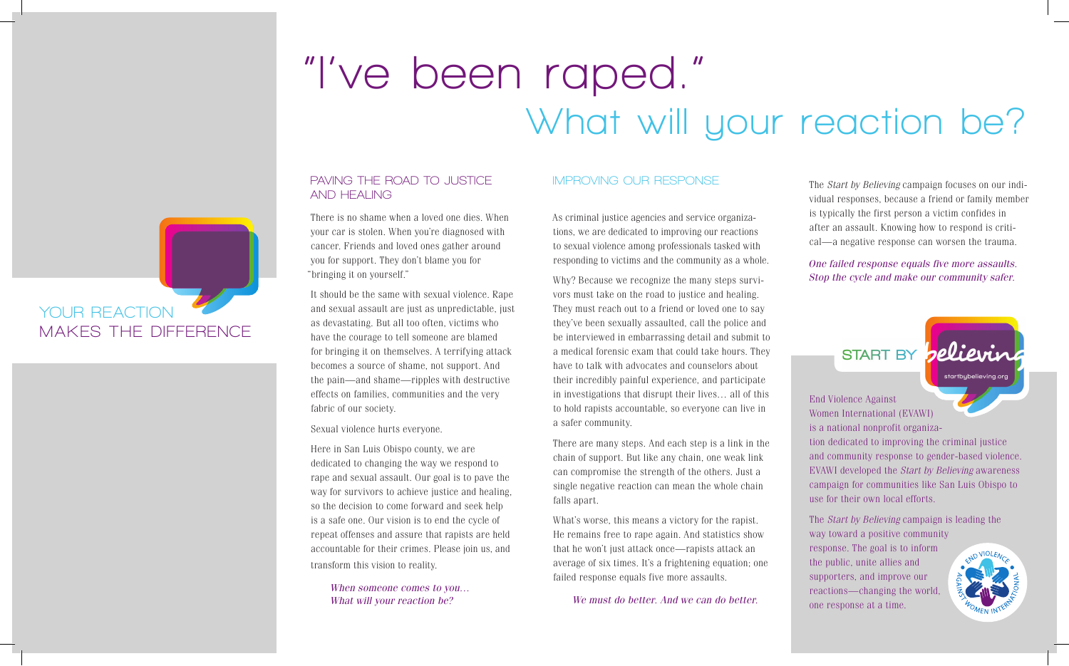YOUR REACTION MAKES THE DIFFERENCE

# "I've been raped."

## What will your reaction be?

### PAVING THE ROAD TO JUSTICE AND HEALING

There is no shame when a loved one dies. When your car is stolen. When you're diagnosed with cancer. Friends and loved ones gather around you for support. They don't blame you for "bringing it on yourself."

It should be the same with sexual violence. Rape and sexual assault are just as unpredictable, just as devastating. But all too often, victims who have the courage to tell someone are blamed for bringing it on themselves. A terrifying attack becomes a source of shame, not support. And the pain—and shame—ripples with destructive effects on families, communities and the very fabric of our society.

Sexual violence hurts everyone.

Here in San Luis Obispo county, we are dedicated to changing the way we respond to rape and sexual assault. Our goal is to pave the way for survivors to achieve justice and healing, so the decision to come forward and seek help is a safe one. Our vision is to end the cycle of repeat offenses and assure that rapists are held accountable for their crimes. Please join us, and transform this vision to reality.

*When someone comes to you…*
*What will your reaction be?*

### IMPROVING OUR RESPONSE

As criminal justice agencies and service organizations, we are dedicated to improving our reactions to sexual violence among professionals tasked with responding to victims and the community as a whole.

Why? Because we recognize the many steps survivors must take on the road to justice and healing. They must reach out to a friend or loved one to say they've been sexually assaulted, call the police and be interviewed in embarrassing detail and submit to a medical forensic exam that could take hours. They have to talk with advocates and counselors about their incredibly painful experience, and participate in investigations that disrupt their lives… all of this to hold rapists accountable, so everyone can live in a safer community.

There are many steps. And each step is a link in the chain of support. But like any chain, one weak link can compromise the strength of the others. Just a single negative reaction can mean the whole chain falls apart.

What's worse, this means a victory for the rapist. He remains free to rape again. And statistics show that he won't just attack once—rapists attack an average of six times. It's a frightening equation; one failed response equals five more assaults.

*We must do better. And we can do better.*

The *Start by Believing* campaign focuses on our individual responses, because a friend or family member is typically the first person a victim confides in after an assault. Knowing how to respond is critical—a negative response can worsen the trauma.

*One failed response equals five more assaults. Stop the cycle and make our community safer.*

START BY believing
startbybelieving.org

End Violence Against Women International (EVAWI) is a national nonprofit organization dedicated to improving the criminal justice and community response to gender-based violence. EVAWI developed the *Start by Believing* awareness campaign for communities like San Luis Obispo to use for their own local efforts.

The *Start by Believing* campaign is leading the way toward a positive community response. The goal is to inform the public, unite allies and supporters, and improve our reactions—changing the world, one response at a time.

END VIOLENCE AGAINST WOMEN INTERNATIONAL